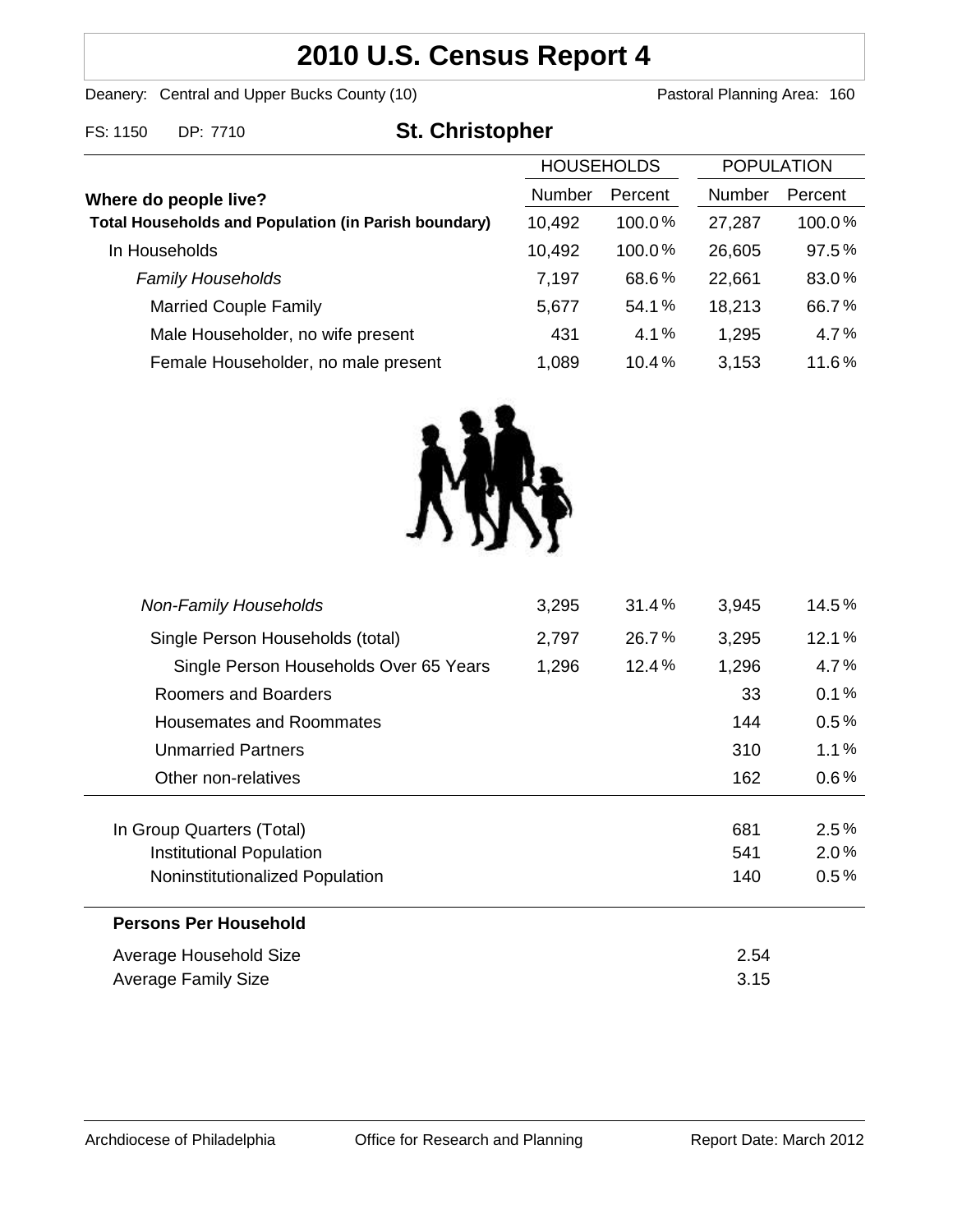# 2010 U.S. Census Report 4

Deanery: Central and Upper Bucks County (10) Pastoral Planning Area: 160

FS: 1150 DP: 7710

## St. Christopher

| Where do people live? | HOUSEHOLDS Number | HOUSEHOLDS Percent | POPULATION Number | POPULATION Percent |
|---|---|---|---|---|
| **Total Households and Population (in Parish boundary)** | 10,492 | 100.0% | 27,287 | 100.0% |
| In Households | 10,492 | 100.0% | 26,605 | 97.5% |
| *Family Households* | 7,197 | 68.6% | 22,661 | 83.0% |
| Married Couple Family | 5,677 | 54.1% | 18,213 | 66.7% |
| Male Householder, no wife present | 431 | 4.1% | 1,295 | 4.7% |
| Female Householder, no male present | 1,089 | 10.4% | 3,153 | 11.6% |
| *Non-Family Households* | 3,295 | 31.4% | 3,945 | 14.5% |
| Single Person Households (total) | 2,797 | 26.7% | 3,295 | 12.1% |
| Single Person Households Over 65 Years | 1,296 | 12.4% | 1,296 | 4.7% |
| Roomers and Boarders | | | 33 | 0.1% |
| Housemates and Roommates | | | 144 | 0.5% |
| Unmarried Partners | | | 310 | 1.1% |
| Other non-relatives | | | 162 | 0.6% |
| In Group Quarters (Total) | | | 681 | 2.5% |
| Institutional Population | | | 541 | 2.0% |
| Noninstitutionalized Population | | | 140 | 0.5% |

**Persons Per Household**

| | |
|---|---|
| Average Household Size | 2.54 |
| Average Family Size | 3.15 |

Archdiocese of Philadelphia Office for Research and Planning Report Date: March 2012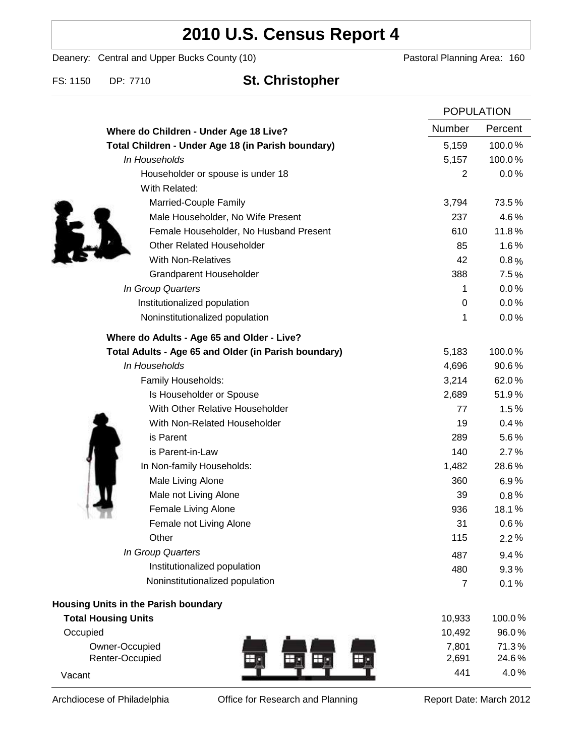# 2010 U.S. Census Report 4

Deanery: Central and Upper Bucks County (10) Pastoral Planning Area: 160

FS: 1150 DP: 7710 **St. Christopher**

| | POPULATION | |
|---|---|---|
| | Number | Percent |
| **Where do Children - Under Age 18 Live?** | | |
| **Total Children - Under Age 18 (in Parish boundary)** | 5,159 | 100.0% |
| *In Households* | 5,157 | 100.0% |
| Householder or spouse is under 18 | 2 | 0.0% |
| With Related: | | |
| Married-Couple Family | 3,794 | 73.5% |
| Male Householder, No Wife Present | 237 | 4.6% |
| Female Householder, No Husband Present | 610 | 11.8% |
| Other Related Householder | 85 | 1.6% |
| With Non-Relatives | 42 | 0.8% |
| Grandparent Householder | 388 | 7.5% |
| *In Group Quarters* | 1 | 0.0% |
| Institutionalized population | 0 | 0.0% |
| Noninstitutionalized population | 1 | 0.0% |
| **Where do Adults - Age 65 and Older - Live?** | | |
| **Total Adults - Age 65 and Older (in Parish boundary)** | 5,183 | 100.0% |
| *In Households* | 4,696 | 90.6% |
| Family Households: | 3,214 | 62.0% |
| Is Householder or Spouse | 2,689 | 51.9% |
| With Other Relative Householder | 77 | 1.5% |
| With Non-Related Householder | 19 | 0.4% |
| is Parent | 289 | 5.6% |
| is Parent-in-Law | 140 | 2.7% |
| In Non-family Households: | 1,482 | 28.6% |
| Male Living Alone | 360 | 6.9% |
| Male not Living Alone | 39 | 0.8% |
| Female Living Alone | 936 | 18.1% |
| Female not Living Alone | 31 | 0.6% |
| Other | 115 | 2.2% |
| *In Group Quarters* | 487 | 9.4% |
| Institutionalized population | 480 | 9.3% |
| Noninstitutionalized population | 7 | 0.1% |
| **Housing Units in the Parish boundary** | | |
| **Total Housing Units** | 10,933 | 100.0% |
| Occupied | 10,492 | 96.0% |
| Owner-Occupied | 7,801 | 71.3% |
| Renter-Occupied | 2,691 | 24.6% |
| Vacant | 441 | 4.0% |

Archdiocese of Philadelphia Office for Research and Planning Report Date: March 2012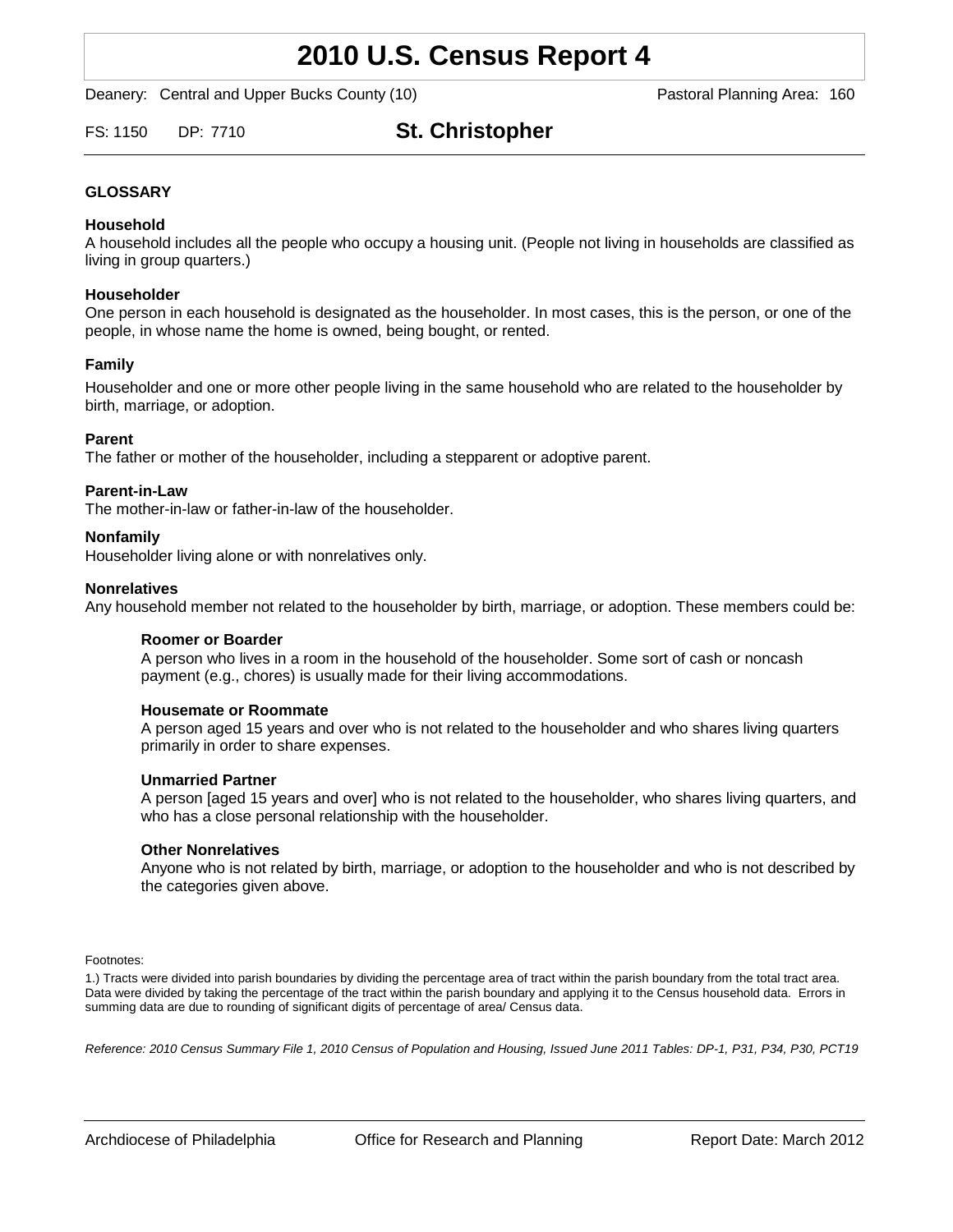# 2010 U.S. Census Report 4

Deanery: Central and Upper Bucks County (10) Pastoral Planning Area: 160

FS: 1150 DP: 7710

## St. Christopher

### GLOSSARY

**Household**

A household includes all the people who occupy a housing unit. (People not living in households are classified as living in group quarters.)

**Householder**

One person in each household is designated as the householder. In most cases, this is the person, or one of the people, in whose name the home is owned, being bought, or rented.

**Family**

Householder and one or more other people living in the same household who are related to the householder by birth, marriage, or adoption.

**Parent**

The father or mother of the householder, including a stepparent or adoptive parent.

**Parent-in-Law**

The mother-in-law or father-in-law of the householder.

**Nonfamily**

Householder living alone or with nonrelatives only.

**Nonrelatives**

Any household member not related to the householder by birth, marriage, or adoption. These members could be:

> **Roomer or Boarder**
>
> A person who lives in a room in the household of the householder. Some sort of cash or noncash payment (e.g., chores) is usually made for their living accommodations.
>
> **Housemate or Roommate**
>
> A person aged 15 years and over who is not related to the householder and who shares living quarters primarily in order to share expenses.
>
> **Unmarried Partner**
>
> A person [aged 15 years and over] who is not related to the householder, who shares living quarters, and who has a close personal relationship with the householder.
>
> **Other Nonrelatives**
>
> Anyone who is not related by birth, marriage, or adoption to the householder and who is not described by the categories given above.

Footnotes:

1.) Tracts were divided into parish boundaries by dividing the percentage area of tract within the parish boundary from the total tract area. Data were divided by taking the percentage of the tract within the parish boundary and applying it to the Census household data. Errors in summing data are due to rounding of significant digits of percentage of area/ Census data.

*Reference: 2010 Census Summary File 1, 2010 Census of Population and Housing, Issued June 2011 Tables: DP-1, P31, P34, P30, PCT19*

Archdiocese of Philadelphia Office for Research and Planning Report Date: March 2012